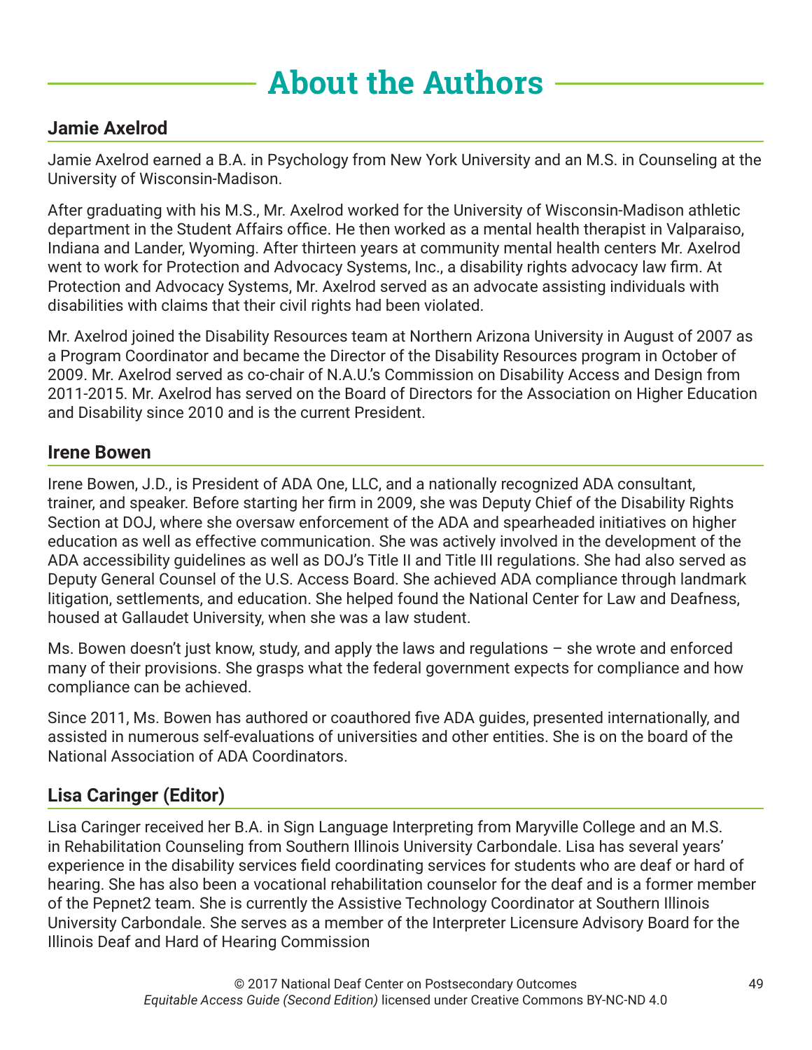# About the Authors

## Jamie Axelrod

Jamie Axelrod earned a B.A. in Psychology from New York University and an M.S. in Counseling at the University of Wisconsin-Madison.

After graduating with his M.S., Mr. Axelrod worked for the University of Wisconsin-Madison athletic department in the Student Affairs office. He then worked as a mental health therapist in Valparaiso, Indiana and Lander, Wyoming. After thirteen years at community mental health centers Mr. Axelrod went to work for Protection and Advocacy Systems, Inc., a disability rights advocacy law firm. At Protection and Advocacy Systems, Mr. Axelrod served as an advocate assisting individuals with disabilities with claims that their civil rights had been violated.

Mr. Axelrod joined the Disability Resources team at Northern Arizona University in August of 2007 as a Program Coordinator and became the Director of the Disability Resources program in October of 2009. Mr. Axelrod served as co-chair of N.A.U.'s Commission on Disability Access and Design from 2011-2015. Mr. Axelrod has served on the Board of Directors for the Association on Higher Education and Disability since 2010 and is the current President.

## Irene Bowen

Irene Bowen, J.D., is President of ADA One, LLC, and a nationally recognized ADA consultant, trainer, and speaker. Before starting her firm in 2009, she was Deputy Chief of the Disability Rights Section at DOJ, where she oversaw enforcement of the ADA and spearheaded initiatives on higher education as well as effective communication. She was actively involved in the development of the ADA accessibility guidelines as well as DOJ's Title II and Title III regulations. She had also served as Deputy General Counsel of the U.S. Access Board. She achieved ADA compliance through landmark litigation, settlements, and education. She helped found the National Center for Law and Deafness, housed at Gallaudet University, when she was a law student.

Ms. Bowen doesn't just know, study, and apply the laws and regulations – she wrote and enforced many of their provisions. She grasps what the federal government expects for compliance and how compliance can be achieved.

Since 2011, Ms. Bowen has authored or coauthored five ADA guides, presented internationally, and assisted in numerous self-evaluations of universities and other entities. She is on the board of the National Association of ADA Coordinators.

## Lisa Caringer (Editor)

Lisa Caringer received her B.A. in Sign Language Interpreting from Maryville College and an M.S. in Rehabilitation Counseling from Southern Illinois University Carbondale. Lisa has several years' experience in the disability services field coordinating services for students who are deaf or hard of hearing. She has also been a vocational rehabilitation counselor for the deaf and is a former member of the Pepnet2 team. She is currently the Assistive Technology Coordinator at Southern Illinois University Carbondale. She serves as a member of the Interpreter Licensure Advisory Board for the Illinois Deaf and Hard of Hearing Commission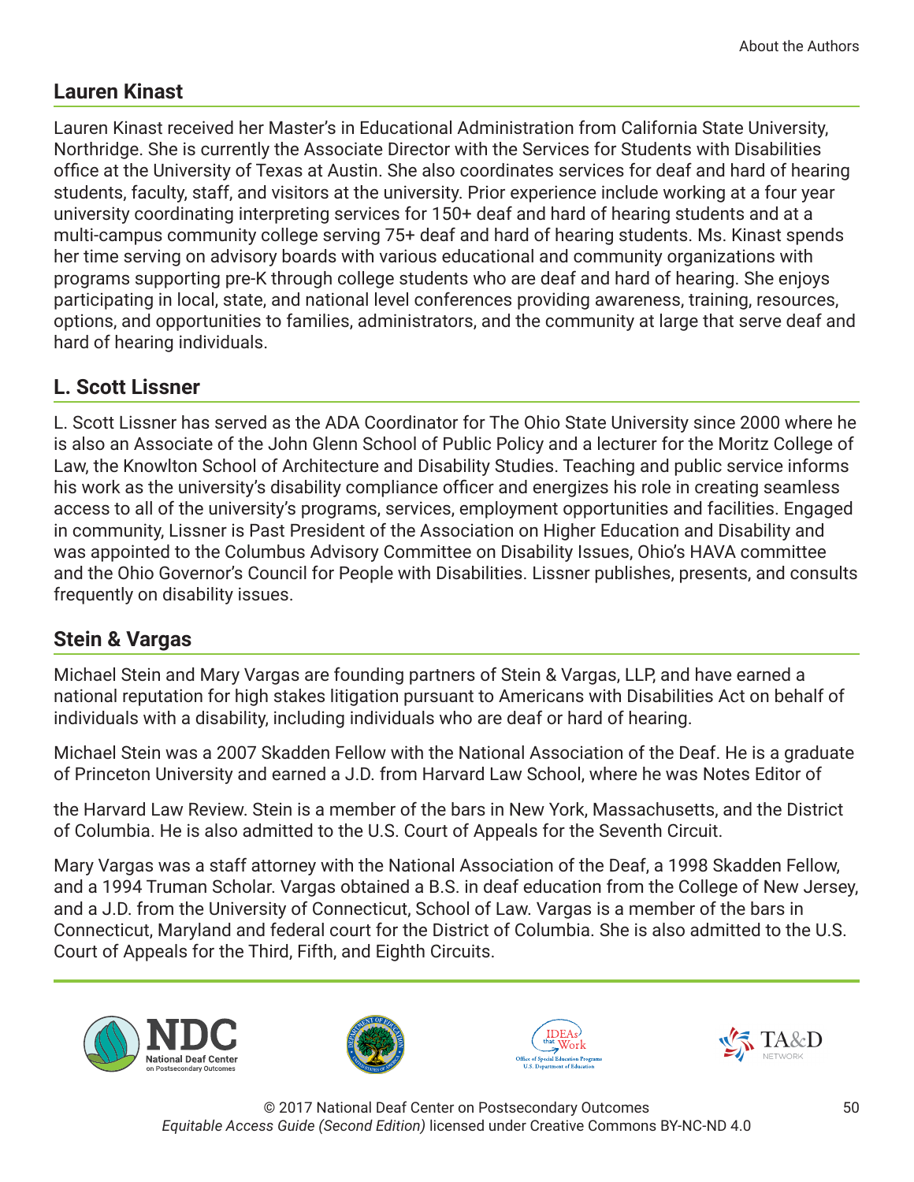## Lauren Kinast

Lauren Kinast received her Master's in Educational Administration from California State University, Northridge. She is currently the Associate Director with the Services for Students with Disabilities office at the University of Texas at Austin. She also coordinates services for deaf and hard of hearing students, faculty, staff, and visitors at the university. Prior experience include working at a four year university coordinating interpreting services for 150+ deaf and hard of hearing students and at a multi-campus community college serving 75+ deaf and hard of hearing students. Ms. Kinast spends her time serving on advisory boards with various educational and community organizations with programs supporting pre-K through college students who are deaf and hard of hearing. She enjoys participating in local, state, and national level conferences providing awareness, training, resources, options, and opportunities to families, administrators, and the community at large that serve deaf and hard of hearing individuals.

## L. Scott Lissner

L. Scott Lissner has served as the ADA Coordinator for The Ohio State University since 2000 where he is also an Associate of the John Glenn School of Public Policy and a lecturer for the Moritz College of Law, the Knowlton School of Architecture and Disability Studies. Teaching and public service informs his work as the university's disability compliance officer and energizes his role in creating seamless access to all of the university's programs, services, employment opportunities and facilities. Engaged in community, Lissner is Past President of the Association on Higher Education and Disability and was appointed to the Columbus Advisory Committee on Disability Issues, Ohio's HAVA committee and the Ohio Governor's Council for People with Disabilities. Lissner publishes, presents, and consults frequently on disability issues.

## Stein & Vargas

Michael Stein and Mary Vargas are founding partners of Stein & Vargas, LLP, and have earned a national reputation for high stakes litigation pursuant to Americans with Disabilities Act on behalf of individuals with a disability, including individuals who are deaf or hard of hearing.

Michael Stein was a 2007 Skadden Fellow with the National Association of the Deaf. He is a graduate of Princeton University and earned a J.D. from Harvard Law School, where he was Notes Editor of the Harvard Law Review. Stein is a member of the bars in New York, Massachusetts, and the District of Columbia. He is also admitted to the U.S. Court of Appeals for the Seventh Circuit.

Mary Vargas was a staff attorney with the National Association of the Deaf, a 1998 Skadden Fellow, and a 1994 Truman Scholar. Vargas obtained a B.S. in deaf education from the College of New Jersey, and a J.D. from the University of Connecticut, School of Law. Vargas is a member of the bars in Connecticut, Maryland and federal court for the District of Columbia. She is also admitted to the U.S. Court of Appeals for the Third, Fifth, and Eighth Circuits.